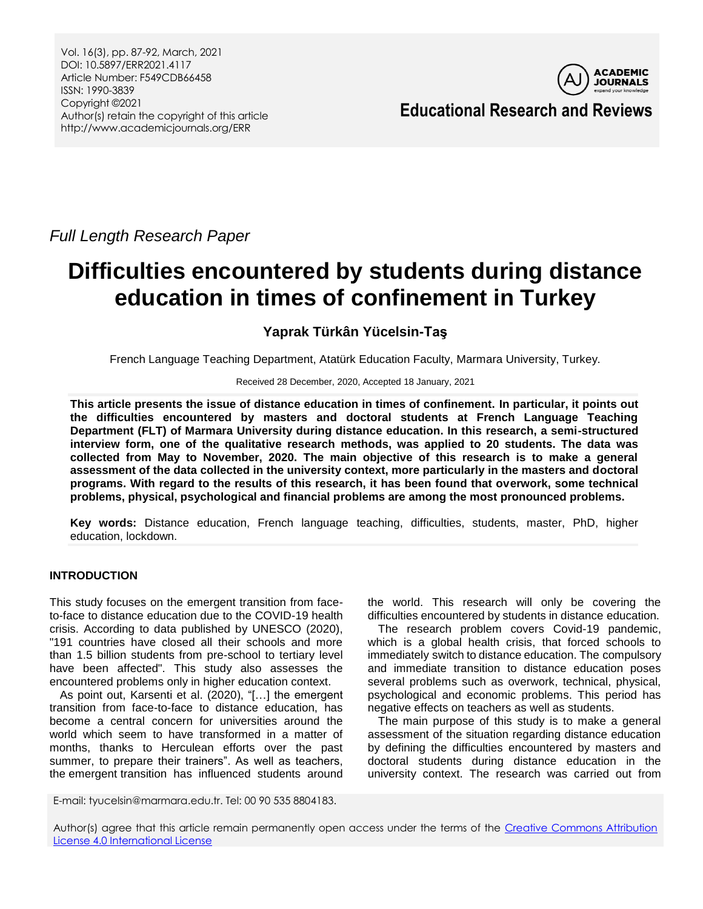*Full Length Research Paper*

# Difficulties encountered by students during distance education in times of confinement in Turkey

**Yaprak Türkân Yücelsin-Taş**

French Language Teaching Department, Atatürk Education Faculty, Marmara University, Turkey.

Received 28 December, 2020, Accepted 18 January, 2021

**This article presents the issue of distance education in times of confinement. In particular, it points out the difficulties encountered by masters and doctoral students at French Language Teaching Department (FLT) of Marmara University during distance education. In this research, a semi-structured interview form, one of the qualitative research methods, was applied to 20 students. The data was collected from May to November, 2020. The main objective of this research is to make a general assessment of the data collected in the university context, more particularly in the masters and doctoral programs. With regard to the results of this research, it has been found that overwork, some technical problems, physical, psychological and financial problems are among the most pronounced problems.**

**Key words:** Distance education, French language teaching, difficulties, students, master, PhD, higher education, lockdown.

## INTRODUCTION

This study focuses on the emergent transition from face-to-face to distance education due to the COVID-19 health crisis. According to data published by UNESCO (2020), "191 countries have closed all their schools and more than 1.5 billion students from pre-school to tertiary level have been affected". This study also assesses the encountered problems only in higher education context.

As point out, Karsenti et al. (2020), "[…] the emergent transition from face-to-face to distance education, has become a central concern for universities around the world which seem to have transformed in a matter of months, thanks to Herculean efforts over the past summer, to prepare their trainers". As well as teachers, the emergent transition has influenced students around the world. This research will only be covering the difficulties encountered by students in distance education.

The research problem covers Covid-19 pandemic, which is a global health crisis, that forced schools to immediately switch to distance education. The compulsory and immediate transition to distance education poses several problems such as overwork, technical, physical, psychological and economic problems. This period has negative effects on teachers as well as students.

The main purpose of this study is to make a general assessment of the situation regarding distance education by defining the difficulties encountered by masters and doctoral students during distance education in the university context. The research was carried out from

E-mail: tyucelsin@marmara.edu.tr. Tel: 00 90 535 8804183.

Author(s) agree that this article remain permanently open access under the terms of the Creative Commons Attribution License 4.0 International License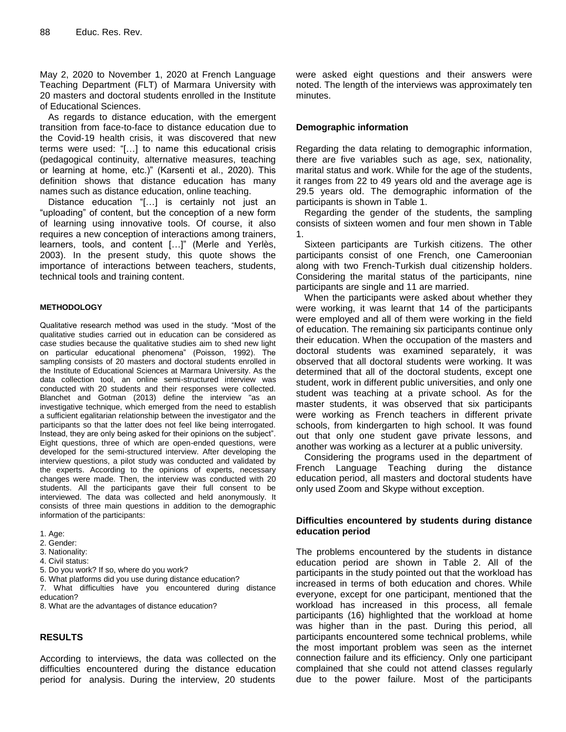May 2, 2020 to November 1, 2020 at French Language Teaching Department (FLT) of Marmara University with 20 masters and doctoral students enrolled in the Institute of Educational Sciences.

As regards to distance education, with the emergent transition from face-to-face to distance education due to the Covid-19 health crisis, it was discovered that new terms were used: "[…] to name this educational crisis (pedagogical continuity, alternative measures, teaching or learning at home, etc.)" (Karsenti et al., 2020). This definition shows that distance education has many names such as distance education, online teaching.

Distance education "[…] is certainly not just an "uploading" of content, but the conception of a new form of learning using innovative tools. Of course, it also requires a new conception of interactions among trainers, learners, tools, and content […]" (Merle and Yerlès, 2003). In the present study, this quote shows the importance of interactions between teachers, students, technical tools and training content.

## METHODOLOGY

Qualitative research method was used in the study. "Most of the qualitative studies carried out in education can be considered as case studies because the qualitative studies aim to shed new light on particular educational phenomena" (Poisson, 1992). The sampling consists of 20 masters and doctoral students enrolled in the Institute of Educational Sciences at Marmara University. As the data collection tool, an online semi-structured interview was conducted with 20 students and their responses were collected. Blanchet and Gotman (2013) define the interview "as an investigative technique, which emerged from the need to establish a sufficient egalitarian relationship between the investigator and the participants so that the latter does not feel like being interrogated. Instead, they are only being asked for their opinions on the subject". Eight questions, three of which are open-ended questions, were developed for the semi-structured interview. After developing the interview questions, a pilot study was conducted and validated by the experts. According to the opinions of experts, necessary changes were made. Then, the interview was conducted with 20 students. All the participants gave their full consent to be interviewed. The data was collected and held anonymously. It consists of three main questions in addition to the demographic information of the participants:

1. Age:
2. Gender:
3. Nationality:
4. Civil status:
5. Do you work? If so, where do you work?
6. What platforms did you use during distance education?
7. What difficulties have you encountered during distance education?
8. What are the advantages of distance education?

## RESULTS

According to interviews, the data was collected on the difficulties encountered during the distance education period for analysis. During the interview, 20 students were asked eight questions and their answers were noted. The length of the interviews was approximately ten minutes.

### Demographic information

Regarding the data relating to demographic information, there are five variables such as age, sex, nationality, marital status and work. While for the age of the students, it ranges from 22 to 49 years old and the average age is 29.5 years old. The demographic information of the participants is shown in Table 1.

Regarding the gender of the students, the sampling consists of sixteen women and four men shown in Table 1.

Sixteen participants are Turkish citizens. The other participants consist of one French, one Cameroonian along with two French-Turkish dual citizenship holders. Considering the marital status of the participants, nine participants are single and 11 are married.

When the participants were asked about whether they were working, it was learnt that 14 of the participants were employed and all of them were working in the field of education. The remaining six participants continue only their education. When the occupation of the masters and doctoral students was examined separately, it was observed that all doctoral students were working. It was determined that all of the doctoral students, except one student, work in different public universities, and only one student was teaching at a private school. As for the master students, it was observed that six participants were working as French teachers in different private schools, from kindergarten to high school. It was found out that only one student gave private lessons, and another was working as a lecturer at a public university.

Considering the programs used in the department of French Language Teaching during the distance education period, all masters and doctoral students have only used Zoom and Skype without exception.

### Difficulties encountered by students during distance education period

The problems encountered by the students in distance education period are shown in Table 2. All of the participants in the study pointed out that the workload has increased in terms of both education and chores. While everyone, except for one participant, mentioned that the workload has increased in this process, all female participants (16) highlighted that the workload at home was higher than in the past. During this period, all participants encountered some technical problems, while the most important problem was seen as the internet connection failure and its efficiency. Only one participant complained that she could not attend classes regularly due to the power failure. Most of the participants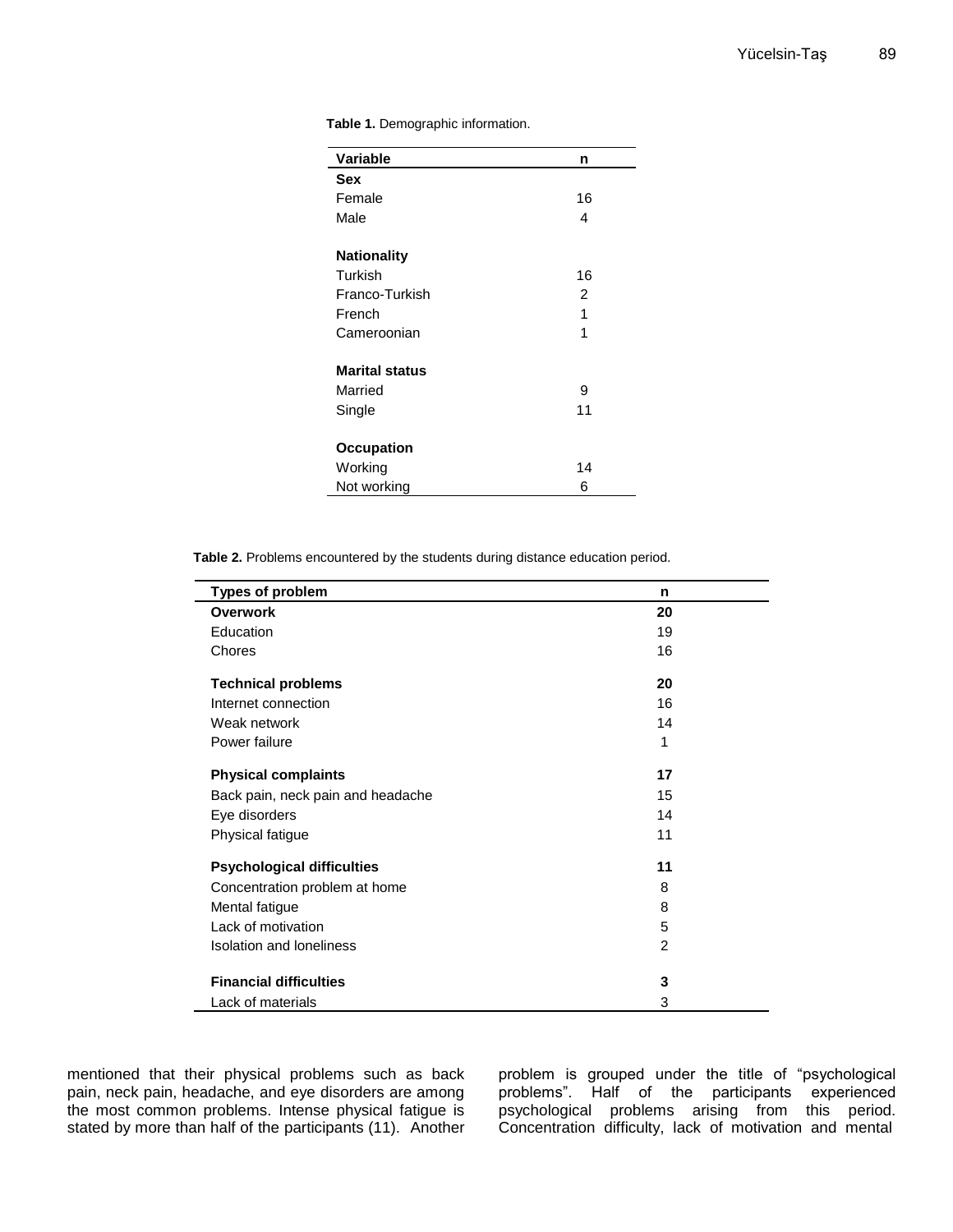**Table 1.** Demographic information.

| Variable | n |
|---|---|
| **Sex** | |
| Female | 16 |
| Male | 4 |
| **Nationality** | |
| Turkish | 16 |
| Franco-Turkish | 2 |
| French | 1 |
| Cameroonian | 1 |
| **Marital status** | |
| Married | 9 |
| Single | 11 |
| **Occupation** | |
| Working | 14 |
| Not working | 6 |

**Table 2.** Problems encountered by the students during distance education period.

| Types of problem | n |
|---|---|
| **Overwork** | **20** |
| Education | 19 |
| Chores | 16 |
| **Technical problems** | **20** |
| Internet connection | 16 |
| Weak network | 14 |
| Power failure | 1 |
| **Physical complaints** | **17** |
| Back pain, neck pain and headache | 15 |
| Eye disorders | 14 |
| Physical fatigue | 11 |
| **Psychological difficulties** | **11** |
| Concentration problem at home | 8 |
| Mental fatigue | 8 |
| Lack of motivation | 5 |
| Isolation and loneliness | 2 |
| **Financial difficulties** | **3** |
| Lack of materials | 3 |

mentioned that their physical problems such as back pain, neck pain, headache, and eye disorders are among the most common problems. Intense physical fatigue is stated by more than half of the participants (11). Another problem is grouped under the title of "psychological problems". Half of the participants experienced psychological problems arising from this period. Concentration difficulty, lack of motivation and mental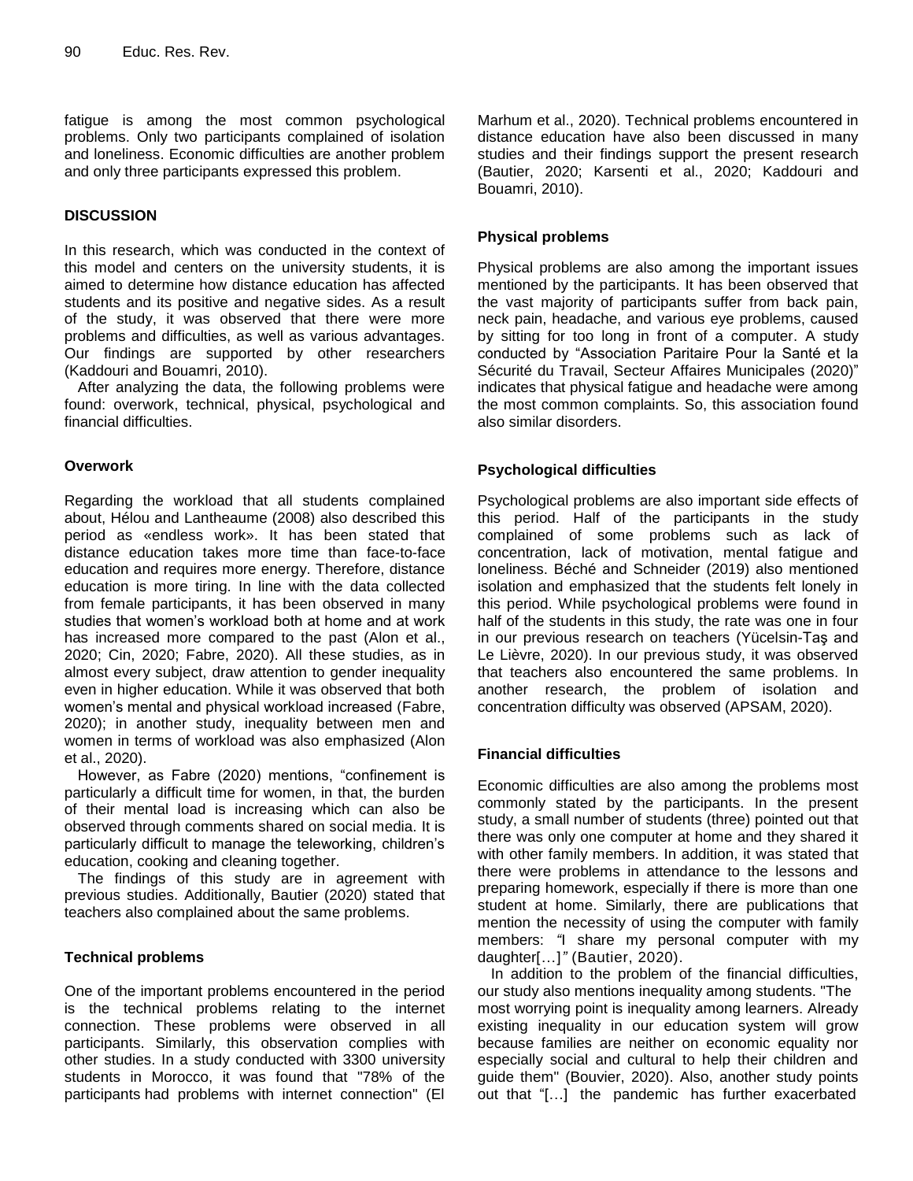fatigue is among the most common psychological problems. Only two participants complained of isolation and loneliness. Economic difficulties are another problem and only three participants expressed this problem.

## DISCUSSION

In this research, which was conducted in the context of this model and centers on the university students, it is aimed to determine how distance education has affected students and its positive and negative sides. As a result of the study, it was observed that there were more problems and difficulties, as well as various advantages. Our findings are supported by other researchers (Kaddouri and Bouamri, 2010).

After analyzing the data, the following problems were found: overwork, technical, physical, psychological and financial difficulties.

### Overwork

Regarding the workload that all students complained about, Hélou and Lantheaume (2008) also described this period as «endless work». It has been stated that distance education takes more time than face-to-face education and requires more energy. Therefore, distance education is more tiring. In line with the data collected from female participants, it has been observed in many studies that women's workload both at home and at work has increased more compared to the past (Alon et al., 2020; Cin, 2020; Fabre, 2020). All these studies, as in almost every subject, draw attention to gender inequality even in higher education. While it was observed that both women's mental and physical workload increased (Fabre, 2020); in another study, inequality between men and women in terms of workload was also emphasized (Alon et al., 2020).

However, as Fabre (2020) mentions, "confinement is particularly a difficult time for women, in that, the burden of their mental load is increasing which can also be observed through comments shared on social media. It is particularly difficult to manage the teleworking, children's education, cooking and cleaning together.

The findings of this study are in agreement with previous studies. Additionally, Bautier (2020) stated that teachers also complained about the same problems.

### Technical problems

One of the important problems encountered in the period is the technical problems relating to the internet connection. These problems were observed in all participants. Similarly, this observation complies with other studies. In a study conducted with 3300 university students in Morocco, it was found that "78% of the participants had problems with internet connection" (El Marhum et al., 2020). Technical problems encountered in distance education have also been discussed in many studies and their findings support the present research (Bautier, 2020; Karsenti et al., 2020; Kaddouri and Bouamri, 2010).

### Physical problems

Physical problems are also among the important issues mentioned by the participants. It has been observed that the vast majority of participants suffer from back pain, neck pain, headache, and various eye problems, caused by sitting for too long in front of a computer. A study conducted by "Association Paritaire Pour la Santé et la Sécurité du Travail, Secteur Affaires Municipales (2020)" indicates that physical fatigue and headache were among the most common complaints. So, this association found also similar disorders.

### Psychological difficulties

Psychological problems are also important side effects of this period. Half of the participants in the study complained of some problems such as lack of concentration, lack of motivation, mental fatigue and loneliness. Béché and Schneider (2019) also mentioned isolation and emphasized that the students felt lonely in this period. While psychological problems were found in half of the students in this study, the rate was one in four in our previous research on teachers (Yücelsin-Taş and Le Lièvre, 2020). In our previous study, it was observed that teachers also encountered the same problems. In another research, the problem of isolation and concentration difficulty was observed (APSAM, 2020).

### Financial difficulties

Economic difficulties are also among the problems most commonly stated by the participants. In the present study, a small number of students (three) pointed out that there was only one computer at home and they shared it with other family members. In addition, it was stated that there were problems in attendance to the lessons and preparing homework, especially if there is more than one student at home. Similarly, there are publications that mention the necessity of using the computer with family members: *"I share my personal computer with my daughter[…]"* (Bautier, 2020).

In addition to the problem of the financial difficulties, our study also mentions inequality among students. "The most worrying point is inequality among learners. Already existing inequality in our education system will grow because families are neither on economic equality nor especially social and cultural to help their children and guide them" (Bouvier, 2020). Also, another study points out that "[…] the pandemic has further exacerbated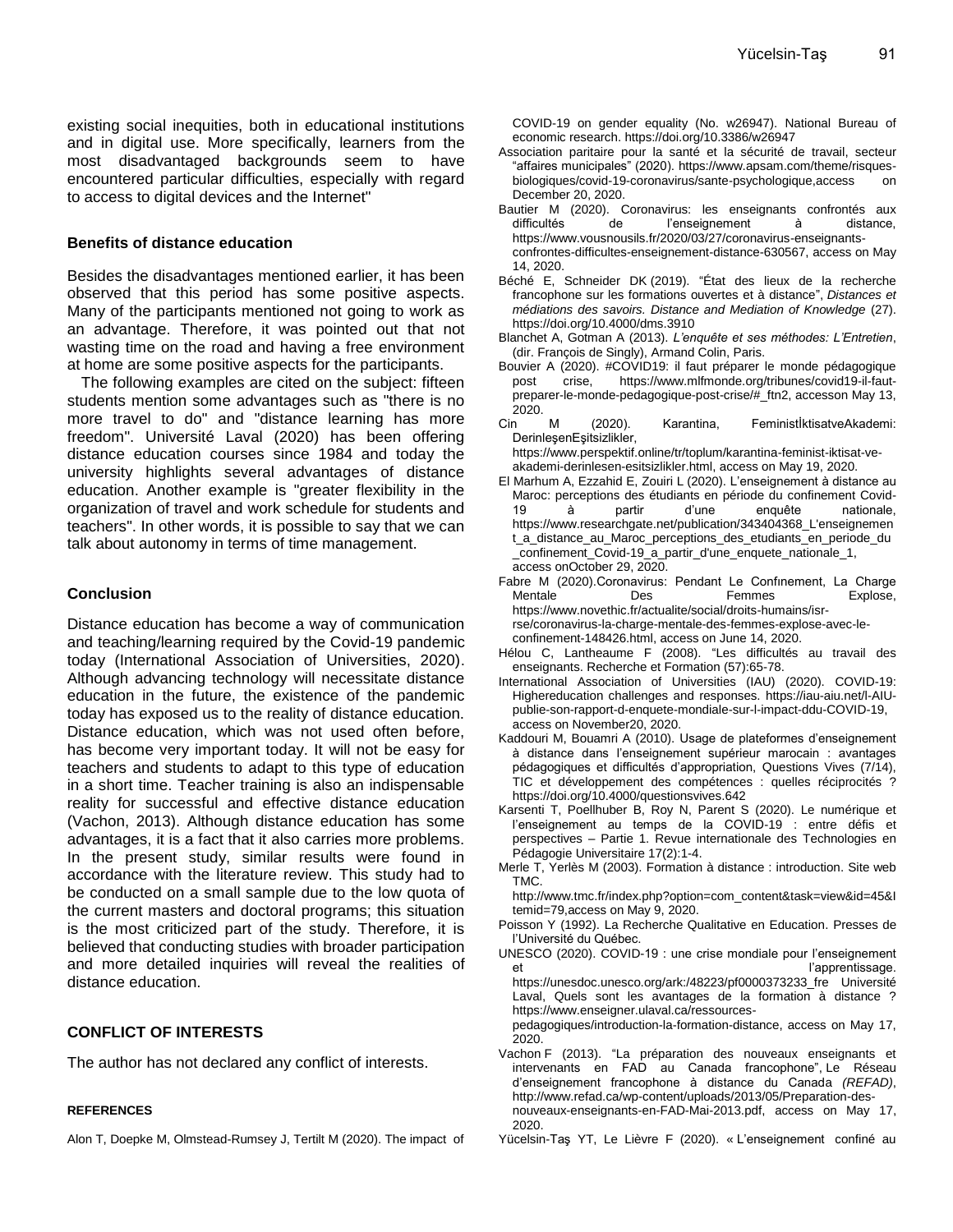existing social inequities, both in educational institutions and in digital use. More specifically, learners from the most disadvantaged backgrounds seem to have encountered particular difficulties, especially with regard to access to digital devices and the Internet"

### Benefits of distance education

Besides the disadvantages mentioned earlier, it has been observed that this period has some positive aspects. Many of the participants mentioned not going to work as an advantage. Therefore, it was pointed out that not wasting time on the road and having a free environment at home are some positive aspects for the participants.

The following examples are cited on the subject: fifteen students mention some advantages such as "there is no more travel to do" and "distance learning has more freedom". Université Laval (2020) has been offering distance education courses since 1984 and today the university highlights several advantages of distance education. Another example is "greater flexibility in the organization of travel and work schedule for students and teachers". In other words, it is possible to say that we can talk about autonomy in terms of time management.

### Conclusion

Distance education has become a way of communication and teaching/learning required by the Covid-19 pandemic today (International Association of Universities, 2020). Although advancing technology will necessitate distance education in the future, the existence of the pandemic today has exposed us to the reality of distance education. Distance education, which was not used often before, has become very important today. It will not be easy for teachers and students to adapt to this type of education in a short time. Teacher training is also an indispensable reality for successful and effective distance education (Vachon, 2013). Although distance education has some advantages, it is a fact that it also carries more problems. In the present study, similar results were found in accordance with the literature review. This study had to be conducted on a small sample due to the low quota of the current masters and doctoral programs; this situation is the most criticized part of the study. Therefore, it is believed that conducting studies with broader participation and more detailed inquiries will reveal the realities of distance education.

## CONFLICT OF INTERESTS

The author has not declared any conflict of interests.

## REFERENCES

Alon T, Doepke M, Olmstead-Rumsey J, Tertilt M (2020). The impact of COVID-19 on gender equality (No. w26947). National Bureau of economic research. https://doi.org/10.3386/w26947

Association paritaire pour la santé et la sécurité de travail, secteur "affaires municipales" (2020). https://www.apsam.com/theme/risques-biologiques/covid-19-coronavirus/sante-psychologique,access on December 20, 2020.

Bautier M (2020). Coronavirus: les enseignants confrontés aux difficultés de l'enseignement à distance, https://www.vousnousils.fr/2020/03/27/coronavirus-enseignants-confrontes-difficultes-enseignement-distance-630567, access on May 14, 2020.

Béché E, Schneider DK (2019). "État des lieux de la recherche francophone sur les formations ouvertes et à distance", *Distances et médiations des savoirs. Distance and Mediation of Knowledge* (27). https://doi.org/10.4000/dms.3910

Blanchet A, Gotman A (2013). *L'enquête et ses méthodes: L'Entretien*, (dir. François de Singly), Armand Colin, Paris.

Bouvier A (2020). #COVID19: il faut préparer le monde pédagogique post crise, https://www.mlfmonde.org/tribunes/covid19-il-faut-preparer-le-monde-pedagogique-post-crise/#_ftn2, accesson May 13, 2020.

Cin M (2020). Karantina, FeministİktisatveAkademi: DerinleşenEşitsizlikler, https://www.perspektif.online/tr/toplum/karantina-feminist-iktisat-ve-akademi-derinlesen-esitsizlikler.html, access on May 19, 2020.

El Marhum A, Ezzahid E, Zouiri L (2020). L'enseignement à distance au Maroc: perceptions des étudiants en période du confinement Covid-19 à partir d'une enquête nationale, https://www.researchgate.net/publication/343404368_L'enseignement_a_distance_au_Maroc_perceptions_des_etudiants_en_periode_du_confinement_Covid-19_a_partir_d'une_enquete_nationale_1, access onOctober 29, 2020.

Fabre M (2020).Coronavirus: Pendant Le Confınement, La Charge Mentale Des Femmes Explose, https://www.novethic.fr/actualite/social/droits-humains/isr-rse/coronavirus-la-charge-mentale-des-femmes-explose-avec-le-confinement-148426.html, access on June 14, 2020.

Hélou C, Lantheaume F (2008). "Les difficultés au travail des enseignants. Recherche et Formation (57):65-78.

International Association of Universities (IAU) (2020). COVID-19: Highereducation challenges and responses. https://iau-aiu.net/l-AIU-publie-son-rapport-d-enquete-mondiale-sur-l-impact-ddu-COVID-19, access on November20, 2020.

Kaddouri M, Bouamri A (2010). Usage de plateformes d'enseignement à distance dans l'enseignement supérieur marocain : avantages pédagogiques et difficultés d'appropriation, Questions Vives (7/14), TIC et développement des compétences : quelles réciprocités ? https://doi.org/10.4000/questionsvives.642

Karsenti T, Poellhuber B, Roy N, Parent S (2020). Le numérique et l'enseignement au temps de la COVID-19 : entre défis et perspectives – Partie 1. Revue internationale des Technologies en Pédagogie Universitaire 17(2):1-4.

Merle T, Yerlès M (2003). Formation à distance : introduction. Site web TMC. http://www.tmc.fr/index.php?option=com_content&task=view&id=45&Itemid=79,access on May 9, 2020.

Poisson Y (1992). La Recherche Qualitative en Education. Presses de l'Université du Québec.

UNESCO (2020). COVID-19 : une crise mondiale pour l'enseignement et l'apprentissage. https://unesdoc.unesco.org/ark:/48223/pf0000373233_fre Université Laval, Quels sont les avantages de la formation à distance ? https://www.enseigner.ulaval.ca/ressources-pedagogiques/introduction-la-formation-distance, access on May 17, 2020.

Vachon F (2013). "La préparation des nouveaux enseignants et intervenants en FAD au Canada francophone", Le Réseau d'enseignement francophone à distance du Canada *(REFAD)*, http://www.refad.ca/wp-content/uploads/2013/05/Preparation-des-nouveaux-enseignants-en-FAD-Mai-2013.pdf, access on May 17, 2020.

Yücelsin-Taş YT, Le Lièvre F (2020). « L'enseignement confiné au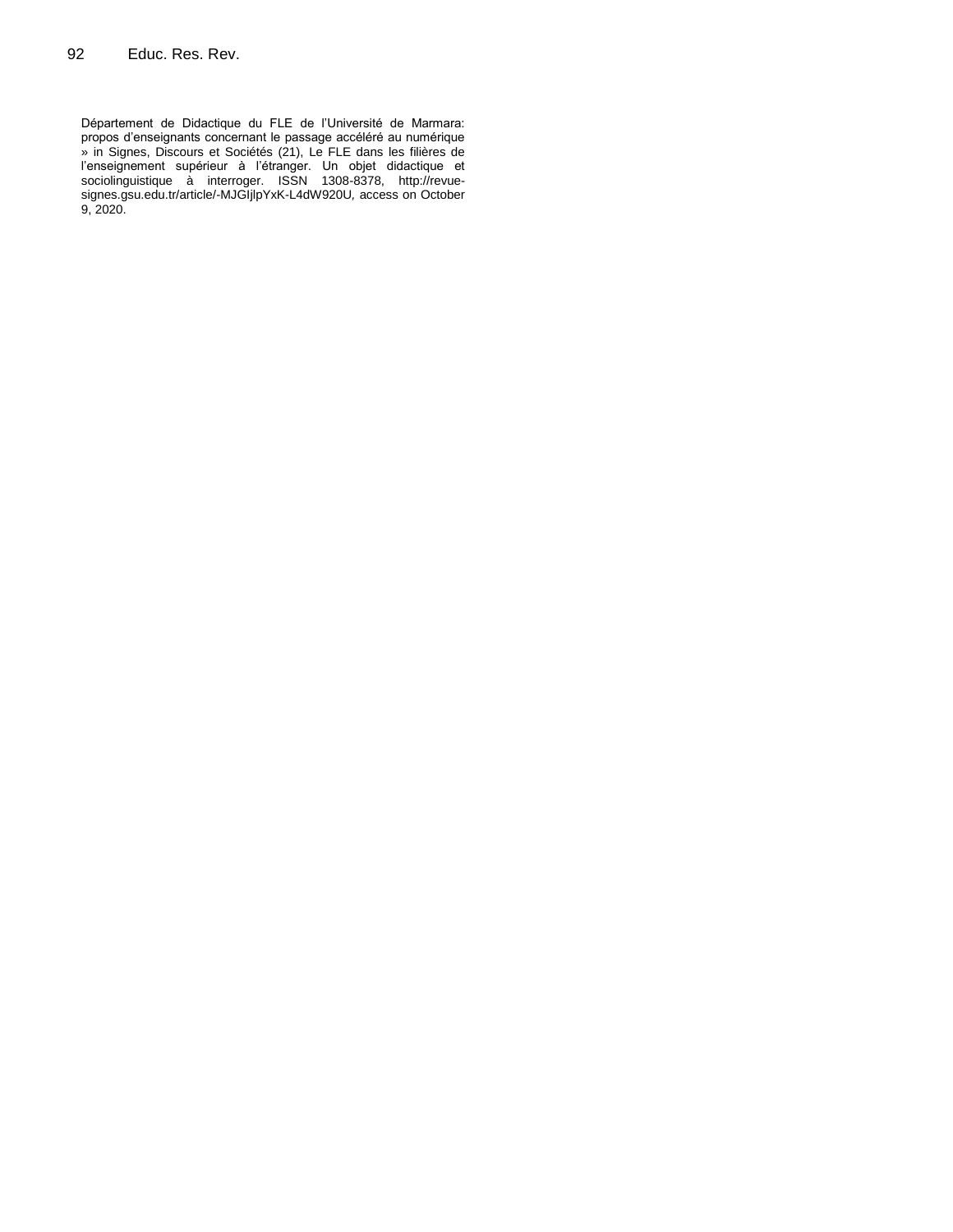Département de Didactique du FLE de l'Université de Marmara: propos d'enseignants concernant le passage accéléré au numérique » in Signes, Discours et Sociétés (21), Le FLE dans les filières de l'enseignement supérieur à l'étranger. Un objet didactique et sociolinguistique à interroger. ISSN 1308-8378, http://revue-signes.gsu.edu.tr/article/-MJGIjlpYxK-L4dW920U, access on October 9, 2020.